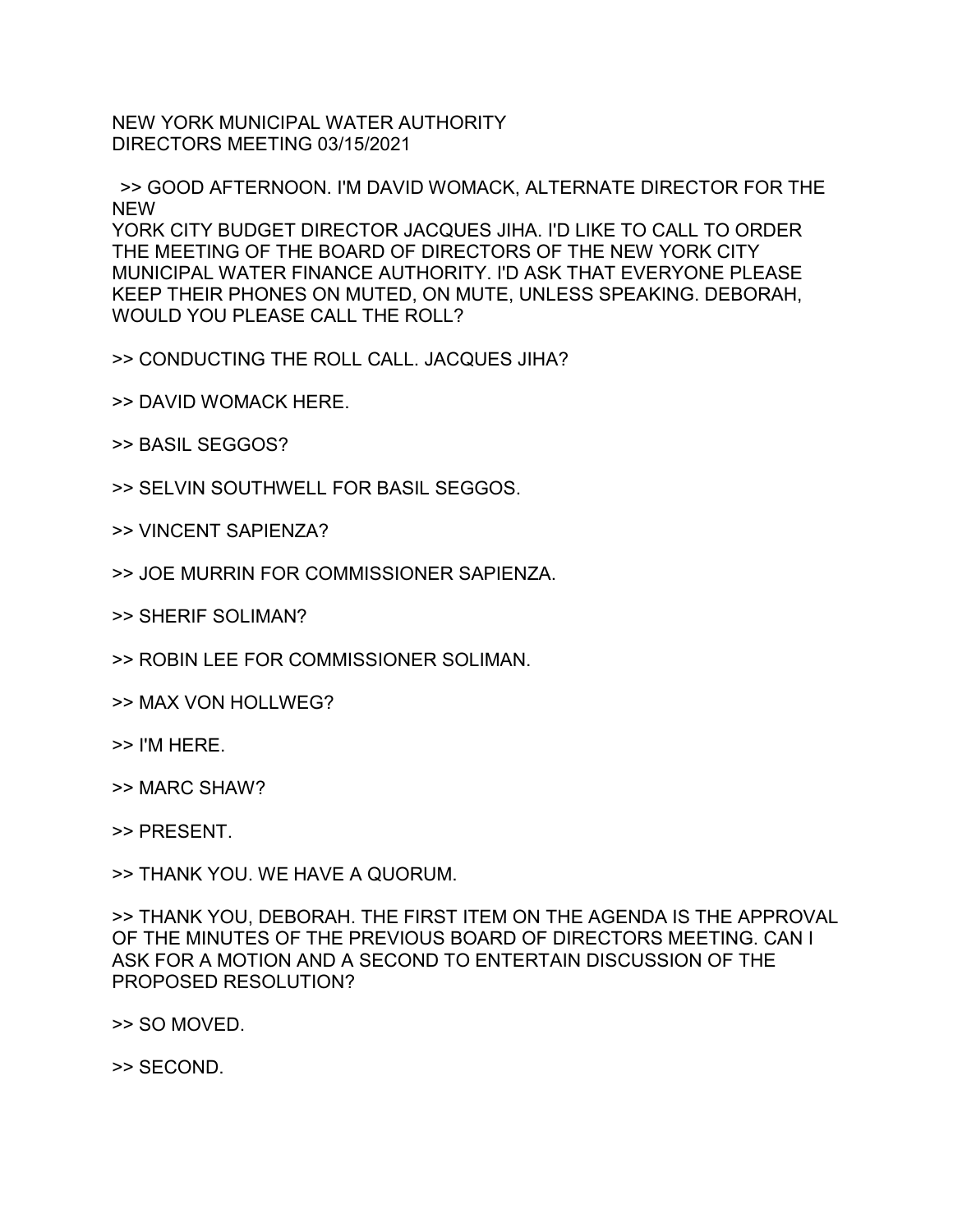NEW YORK MUNICIPAL WATER AUTHORITY
DIRECTORS MEETING 03/15/2021

>> GOOD AFTERNOON. I'M DAVID WOMACK, ALTERNATE DIRECTOR FOR THE NEW YORK CITY BUDGET DIRECTOR JACQUES JIHA. I'D LIKE TO CALL TO ORDER THE MEETING OF THE BOARD OF DIRECTORS OF THE NEW YORK CITY MUNICIPAL WATER FINANCE AUTHORITY. I'D ASK THAT EVERYONE PLEASE KEEP THEIR PHONES ON MUTED, ON MUTE, UNLESS SPEAKING. DEBORAH, WOULD YOU PLEASE CALL THE ROLL?

>> CONDUCTING THE ROLL CALL. JACQUES JIHA?

>> DAVID WOMACK HERE.

>> BASIL SEGGOS?

>> SELVIN SOUTHWELL FOR BASIL SEGGOS.

>> VINCENT SAPIENZA?

>> JOE MURRIN FOR COMMISSIONER SAPIENZA.

>> SHERIF SOLIMAN?

>> ROBIN LEE FOR COMMISSIONER SOLIMAN.

>> MAX VON HOLLWEG?

>> I'M HERE.

>> MARC SHAW?

>> PRESENT.

>> THANK YOU. WE HAVE A QUORUM.

>> THANK YOU, DEBORAH. THE FIRST ITEM ON THE AGENDA IS THE APPROVAL OF THE MINUTES OF THE PREVIOUS BOARD OF DIRECTORS MEETING. CAN I ASK FOR A MOTION AND A SECOND TO ENTERTAIN DISCUSSION OF THE PROPOSED RESOLUTION?

>> SO MOVED.

>> SECOND.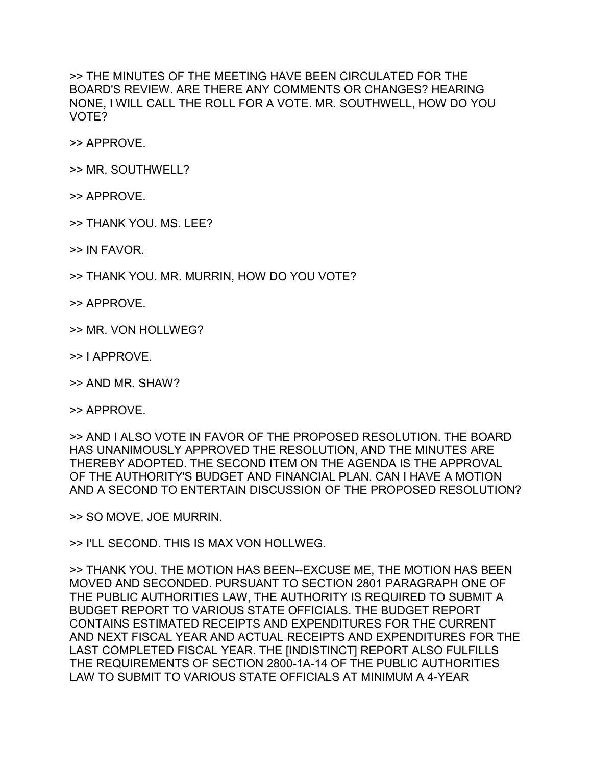>> THE MINUTES OF THE MEETING HAVE BEEN CIRCULATED FOR THE BOARD'S REVIEW. ARE THERE ANY COMMENTS OR CHANGES? HEARING NONE, I WILL CALL THE ROLL FOR A VOTE. MR. SOUTHWELL, HOW DO YOU VOTE?

>> APPROVE.

>> MR. SOUTHWELL?

>> APPROVE.

>> THANK YOU. MS. LEE?

>> IN FAVOR.

>> THANK YOU. MR. MURRIN, HOW DO YOU VOTE?

>> APPROVE.

>> MR. VON HOLLWEG?

>> I APPROVE.

>> AND MR. SHAW?

>> APPROVE.

>> AND I ALSO VOTE IN FAVOR OF THE PROPOSED RESOLUTION. THE BOARD HAS UNANIMOUSLY APPROVED THE RESOLUTION, AND THE MINUTES ARE THEREBY ADOPTED. THE SECOND ITEM ON THE AGENDA IS THE APPROVAL OF THE AUTHORITY'S BUDGET AND FINANCIAL PLAN. CAN I HAVE A MOTION AND A SECOND TO ENTERTAIN DISCUSSION OF THE PROPOSED RESOLUTION?

>> SO MOVE, JOE MURRIN.

>> I'LL SECOND. THIS IS MAX VON HOLLWEG.

>> THANK YOU. THE MOTION HAS BEEN--EXCUSE ME, THE MOTION HAS BEEN MOVED AND SECONDED. PURSUANT TO SECTION 2801 PARAGRAPH ONE OF THE PUBLIC AUTHORITIES LAW, THE AUTHORITY IS REQUIRED TO SUBMIT A BUDGET REPORT TO VARIOUS STATE OFFICIALS. THE BUDGET REPORT CONTAINS ESTIMATED RECEIPTS AND EXPENDITURES FOR THE CURRENT AND NEXT FISCAL YEAR AND ACTUAL RECEIPTS AND EXPENDITURES FOR THE LAST COMPLETED FISCAL YEAR. THE [INDISTINCT] REPORT ALSO FULFILLS THE REQUIREMENTS OF SECTION 2800-1A-14 OF THE PUBLIC AUTHORITIES LAW TO SUBMIT TO VARIOUS STATE OFFICIALS AT MINIMUM A 4-YEAR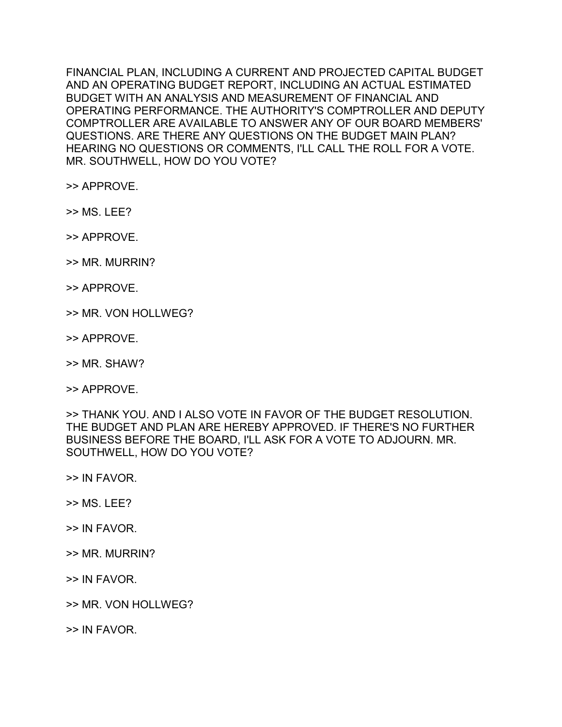FINANCIAL PLAN, INCLUDING A CURRENT AND PROJECTED CAPITAL BUDGET AND AN OPERATING BUDGET REPORT, INCLUDING AN ACTUAL ESTIMATED BUDGET WITH AN ANALYSIS AND MEASUREMENT OF FINANCIAL AND OPERATING PERFORMANCE. THE AUTHORITY'S COMPTROLLER AND DEPUTY COMPTROLLER ARE AVAILABLE TO ANSWER ANY OF OUR BOARD MEMBERS' QUESTIONS. ARE THERE ANY QUESTIONS ON THE BUDGET MAIN PLAN? HEARING NO QUESTIONS OR COMMENTS, I'LL CALL THE ROLL FOR A VOTE. MR. SOUTHWELL, HOW DO YOU VOTE?

>> APPROVE.

>> MS. LEE?

>> APPROVE.

>> MR. MURRIN?

>> APPROVE.

>> MR. VON HOLLWEG?

>> APPROVE.

>> MR. SHAW?

>> APPROVE.

>> THANK YOU. AND I ALSO VOTE IN FAVOR OF THE BUDGET RESOLUTION. THE BUDGET AND PLAN ARE HEREBY APPROVED. IF THERE'S NO FURTHER BUSINESS BEFORE THE BOARD, I'LL ASK FOR A VOTE TO ADJOURN. MR. SOUTHWELL, HOW DO YOU VOTE?

>> IN FAVOR.

>> MS. LEE?

>> IN FAVOR.

>> MR. MURRIN?

>> IN FAVOR.

>> MR. VON HOLLWEG?

>> IN FAVOR.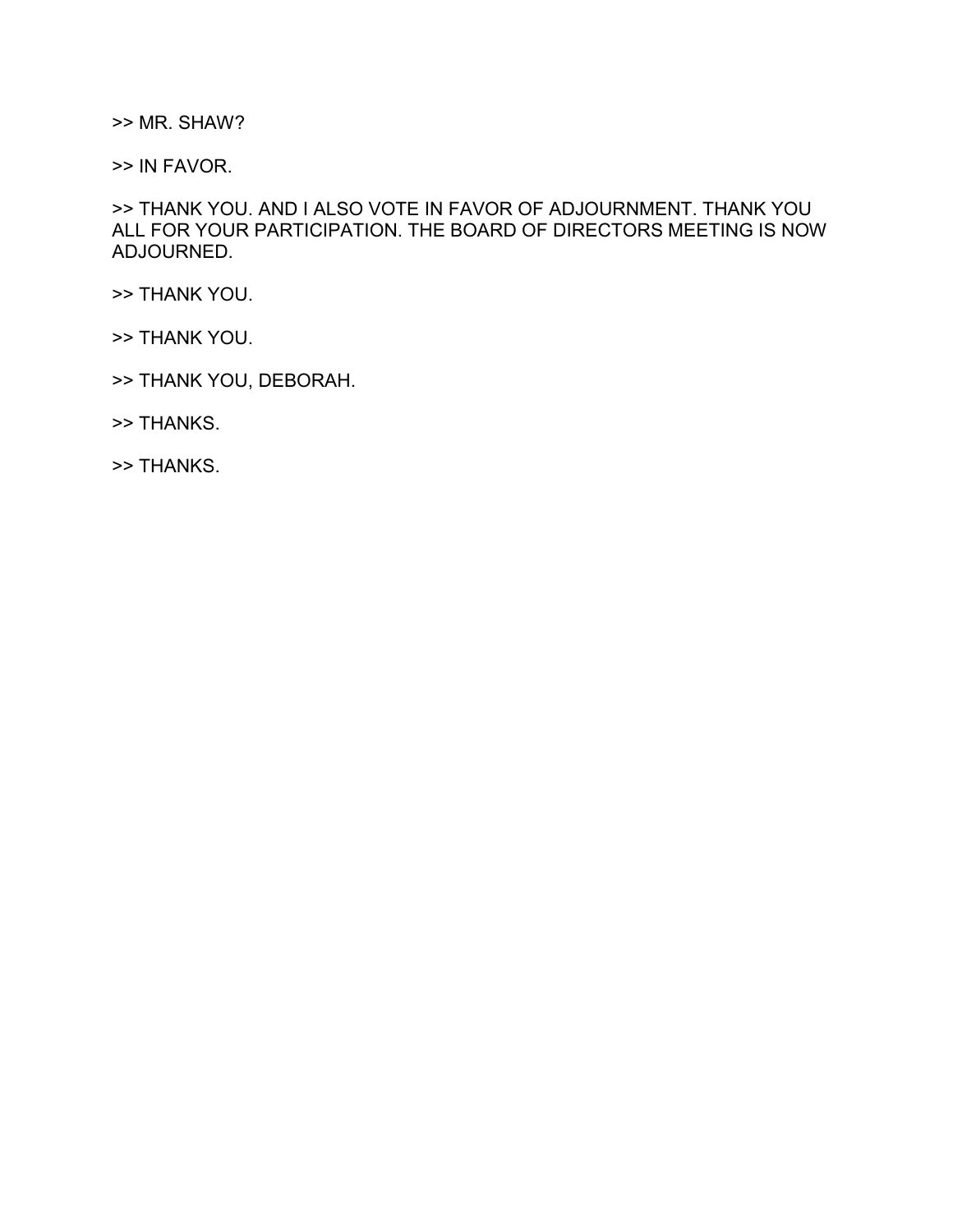>> MR. SHAW?

>> IN FAVOR.

>> THANK YOU. AND I ALSO VOTE IN FAVOR OF ADJOURNMENT. THANK YOU ALL FOR YOUR PARTICIPATION. THE BOARD OF DIRECTORS MEETING IS NOW ADJOURNED.

>> THANK YOU.

>> THANK YOU.

>> THANK YOU, DEBORAH.

>> THANKS.

>> THANKS.